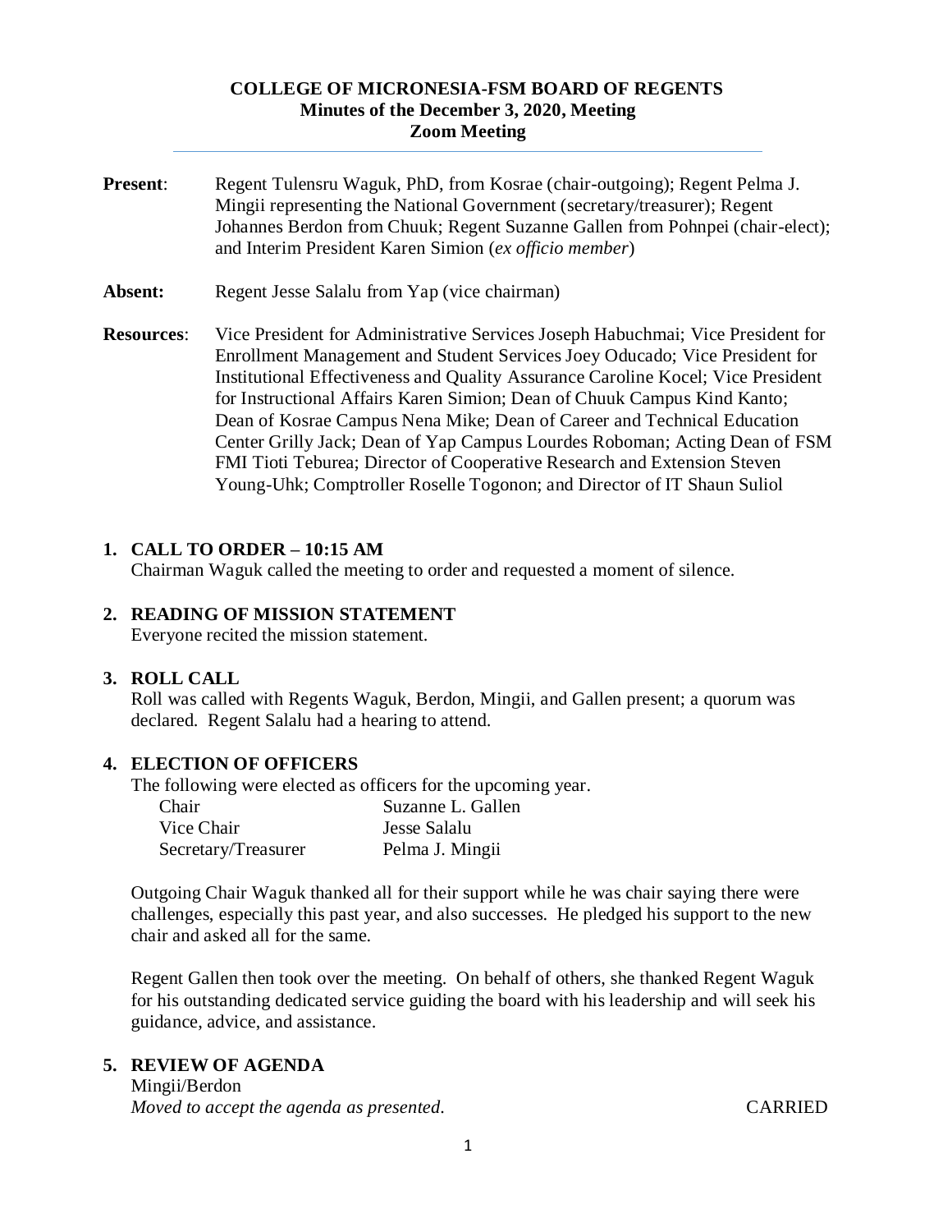# COLLEGE OF MICRONESIA-FSM BOARD OF REGENTS
## Minutes of the December 3, 2020, Meeting
## Zoom Meeting

**Present**: Regent Tulensru Waguk, PhD, from Kosrae (chair-outgoing); Regent Pelma J. Mingii representing the National Government (secretary/treasurer); Regent Johannes Berdon from Chuuk; Regent Suzanne Gallen from Pohnpei (chair-elect); and Interim President Karen Simion (*ex officio member*)

**Absent:** Regent Jesse Salalu from Yap (vice chairman)

**Resources**: Vice President for Administrative Services Joseph Habuchmai; Vice President for Enrollment Management and Student Services Joey Oducado; Vice President for Institutional Effectiveness and Quality Assurance Caroline Kocel; Vice President for Instructional Affairs Karen Simion; Dean of Chuuk Campus Kind Kanto; Dean of Kosrae Campus Nena Mike; Dean of Career and Technical Education Center Grilly Jack; Dean of Yap Campus Lourdes Roboman; Acting Dean of FSM FMI Tioti Teburea; Director of Cooperative Research and Extension Steven Young-Uhk; Comptroller Roselle Togonon; and Director of IT Shaun Suliol

### 1. CALL TO ORDER – 10:15 AM

Chairman Waguk called the meeting to order and requested a moment of silence.

### 2. READING OF MISSION STATEMENT

Everyone recited the mission statement.

### 3. ROLL CALL

Roll was called with Regents Waguk, Berdon, Mingii, and Gallen present; a quorum was declared. Regent Salalu had a hearing to attend.

### 4. ELECTION OF OFFICERS

The following were elected as officers for the upcoming year.

| | |
|---|---|
| Chair | Suzanne L. Gallen |
| Vice Chair | Jesse Salalu |
| Secretary/Treasurer | Pelma J. Mingii |

Outgoing Chair Waguk thanked all for their support while he was chair saying there were challenges, especially this past year, and also successes. He pledged his support to the new chair and asked all for the same.

Regent Gallen then took over the meeting. On behalf of others, she thanked Regent Waguk for his outstanding dedicated service guiding the board with his leadership and will seek his guidance, advice, and assistance.

### 5. REVIEW OF AGENDA

Mingii/Berdon
*Moved to accept the agenda as presented.* CARRIED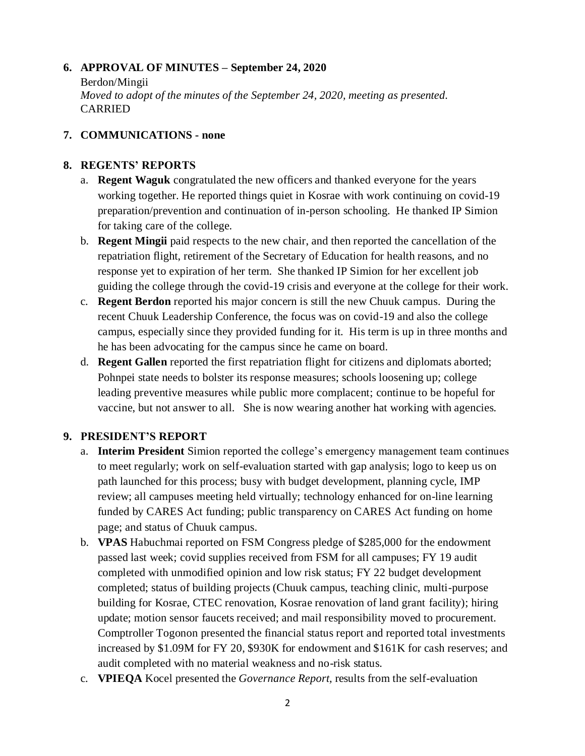**6. APPROVAL OF MINUTES – September 24, 2020**

Berdon/Mingii
*Moved to adopt of the minutes of the September 24, 2020, meeting as presented.*
CARRIED

**7. COMMUNICATIONS - none**

**8. REGENTS' REPORTS**

a. **Regent Waguk** congratulated the new officers and thanked everyone for the years working together. He reported things quiet in Kosrae with work continuing on covid-19 preparation/prevention and continuation of in-person schooling. He thanked IP Simion for taking care of the college.

b. **Regent Mingii** paid respects to the new chair, and then reported the cancellation of the repatriation flight, retirement of the Secretary of Education for health reasons, and no response yet to expiration of her term. She thanked IP Simion for her excellent job guiding the college through the covid-19 crisis and everyone at the college for their work.

c. **Regent Berdon** reported his major concern is still the new Chuuk campus. During the recent Chuuk Leadership Conference, the focus was on covid-19 and also the college campus, especially since they provided funding for it. His term is up in three months and he has been advocating for the campus since he came on board.

d. **Regent Gallen** reported the first repatriation flight for citizens and diplomats aborted; Pohnpei state needs to bolster its response measures; schools loosening up; college leading preventive measures while public more complacent; continue to be hopeful for vaccine, but not answer to all. She is now wearing another hat working with agencies.

**9. PRESIDENT'S REPORT**

a. **Interim President** Simion reported the college's emergency management team continues to meet regularly; work on self-evaluation started with gap analysis; logo to keep us on path launched for this process; busy with budget development, planning cycle, IMP review; all campuses meeting held virtually; technology enhanced for on-line learning funded by CARES Act funding; public transparency on CARES Act funding on home page; and status of Chuuk campus.

b. **VPAS** Habuchmai reported on FSM Congress pledge of $285,000 for the endowment passed last week; covid supplies received from FSM for all campuses; FY 19 audit completed with unmodified opinion and low risk status; FY 22 budget development completed; status of building projects (Chuuk campus, teaching clinic, multi-purpose building for Kosrae, CTEC renovation, Kosrae renovation of land grant facility); hiring update; motion sensor faucets received; and mail responsibility moved to procurement. Comptroller Togonon presented the financial status report and reported total investments increased by $1.09M for FY 20, $930K for endowment and $161K for cash reserves; and audit completed with no material weakness and no-risk status.

c. **VPIEQA** Kocel presented the *Governance Report,* results from the self-evaluation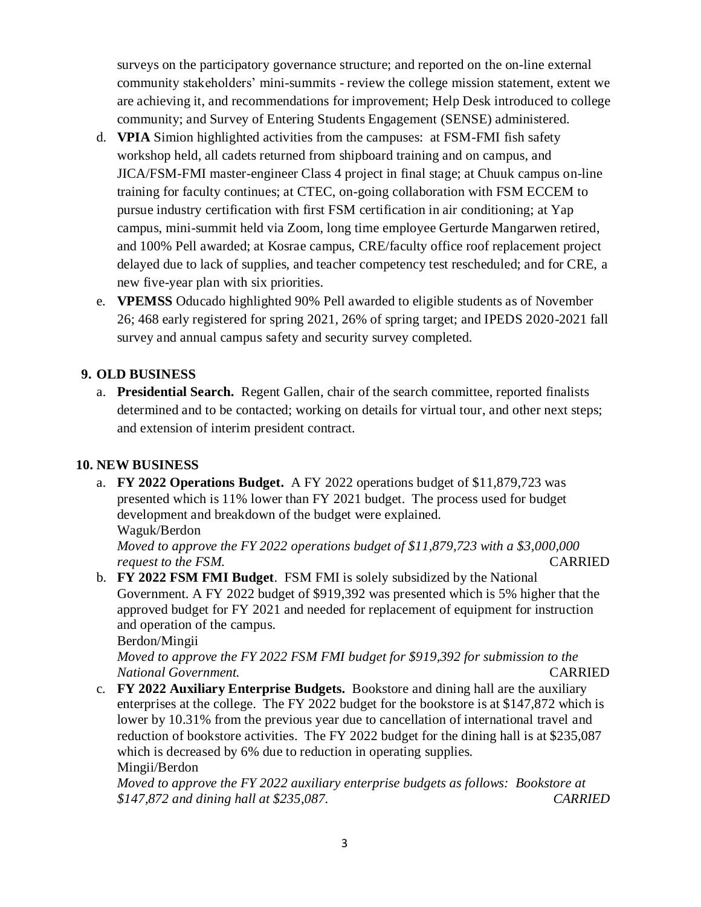surveys on the participatory governance structure; and reported on the on-line external community stakeholders' mini-summits - review the college mission statement, extent we are achieving it, and recommendations for improvement; Help Desk introduced to college community; and Survey of Entering Students Engagement (SENSE) administered.

d. **VPIA** Simion highlighted activities from the campuses: at FSM-FMI fish safety workshop held, all cadets returned from shipboard training and on campus, and JICA/FSM-FMI master-engineer Class 4 project in final stage; at Chuuk campus on-line training for faculty continues; at CTEC, on-going collaboration with FSM ECCEM to pursue industry certification with first FSM certification in air conditioning; at Yap campus, mini-summit held via Zoom, long time employee Gerturde Mangarwen retired, and 100% Pell awarded; at Kosrae campus, CRE/faculty office roof replacement project delayed due to lack of supplies, and teacher competency test rescheduled; and for CRE, a new five-year plan with six priorities.

e. **VPEMSS** Oducado highlighted 90% Pell awarded to eligible students as of November 26; 468 early registered for spring 2021, 26% of spring target; and IPEDS 2020-2021 fall survey and annual campus safety and security survey completed.

## 9. OLD BUSINESS

a. **Presidential Search.** Regent Gallen, chair of the search committee, reported finalists determined and to be contacted; working on details for virtual tour, and other next steps; and extension of interim president contract.

## 10. NEW BUSINESS

a. **FY 2022 Operations Budget.** A FY 2022 operations budget of $11,879,723 was presented which is 11% lower than FY 2021 budget. The process used for budget development and breakdown of the budget were explained.
Waguk/Berdon
*Moved to approve the FY 2022 operations budget of $11,879,723 with a $3,000,000 request to the FSM.* CARRIED

b. **FY 2022 FSM FMI Budget**. FSM FMI is solely subsidized by the National Government. A FY 2022 budget of $919,392 was presented which is 5% higher that the approved budget for FY 2021 and needed for replacement of equipment for instruction and operation of the campus.
Berdon/Mingii
*Moved to approve the FY 2022 FSM FMI budget for $919,392 for submission to the National Government.* CARRIED

c. **FY 2022 Auxiliary Enterprise Budgets.** Bookstore and dining hall are the auxiliary enterprises at the college. The FY 2022 budget for the bookstore is at $147,872 which is lower by 10.31% from the previous year due to cancellation of international travel and reduction of bookstore activities. The FY 2022 budget for the dining hall is at $235,087 which is decreased by 6% due to reduction in operating supplies.
Mingii/Berdon
*Moved to approve the FY 2022 auxiliary enterprise budgets as follows: Bookstore at $147,872 and dining hall at $235,087. CARRIED*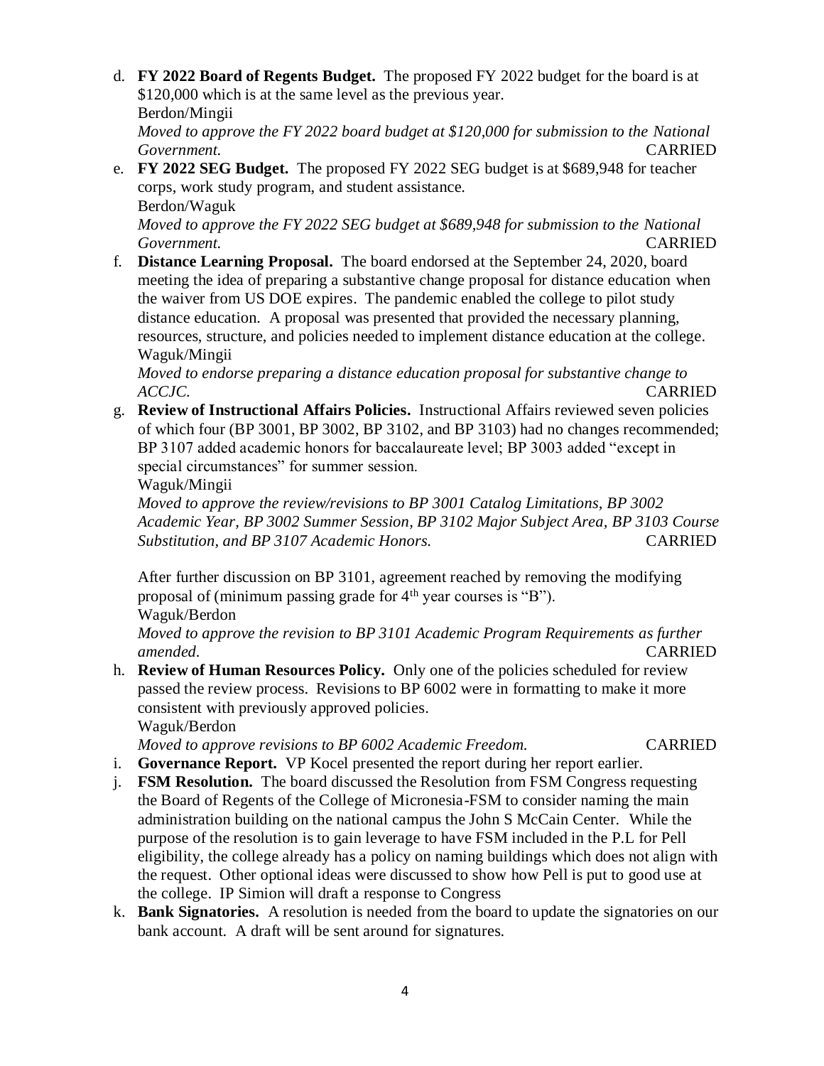d. **FY 2022 Board of Regents Budget.** The proposed FY 2022 budget for the board is at $120,000 which is at the same level as the previous year.
   Berdon/Mingii
   *Moved to approve the FY 2022 board budget at $120,000 for submission to the National Government.* CARRIED

e. **FY 2022 SEG Budget.** The proposed FY 2022 SEG budget is at $689,948 for teacher corps, work study program, and student assistance.
   Berdon/Waguk
   *Moved to approve the FY 2022 SEG budget at $689,948 for submission to the National Government.* CARRIED

f. **Distance Learning Proposal.** The board endorsed at the September 24, 2020, board meeting the idea of preparing a substantive change proposal for distance education when the waiver from US DOE expires. The pandemic enabled the college to pilot study distance education. A proposal was presented that provided the necessary planning, resources, structure, and policies needed to implement distance education at the college.
   Waguk/Mingii
   *Moved to endorse preparing a distance education proposal for substantive change to ACCJC.* CARRIED

g. **Review of Instructional Affairs Policies.** Instructional Affairs reviewed seven policies of which four (BP 3001, BP 3002, BP 3102, and BP 3103) had no changes recommended; BP 3107 added academic honors for baccalaureate level; BP 3003 added "except in special circumstances" for summer session.
   Waguk/Mingii
   *Moved to approve the review/revisions to BP 3001 Catalog Limitations, BP 3002 Academic Year, BP 3002 Summer Session, BP 3102 Major Subject Area, BP 3103 Course Substitution, and BP 3107 Academic Honors.* CARRIED

   After further discussion on BP 3101, agreement reached by removing the modifying proposal of (minimum passing grade for 4th year courses is "B").
   Waguk/Berdon
   *Moved to approve the revision to BP 3101 Academic Program Requirements as further amended.* CARRIED

h. **Review of Human Resources Policy.** Only one of the policies scheduled for review passed the review process. Revisions to BP 6002 were in formatting to make it more consistent with previously approved policies.
   Waguk/Berdon
   *Moved to approve revisions to BP 6002 Academic Freedom.* CARRIED

i. **Governance Report.** VP Kocel presented the report during her report earlier.

j. **FSM Resolution.** The board discussed the Resolution from FSM Congress requesting the Board of Regents of the College of Micronesia-FSM to consider naming the main administration building on the national campus the John S McCain Center. While the purpose of the resolution is to gain leverage to have FSM included in the P.L for Pell eligibility, the college already has a policy on naming buildings which does not align with the request. Other optional ideas were discussed to show how Pell is put to good use at the college. IP Simion will draft a response to Congress

k. **Bank Signatories.** A resolution is needed from the board to update the signatories on our bank account. A draft will be sent around for signatures.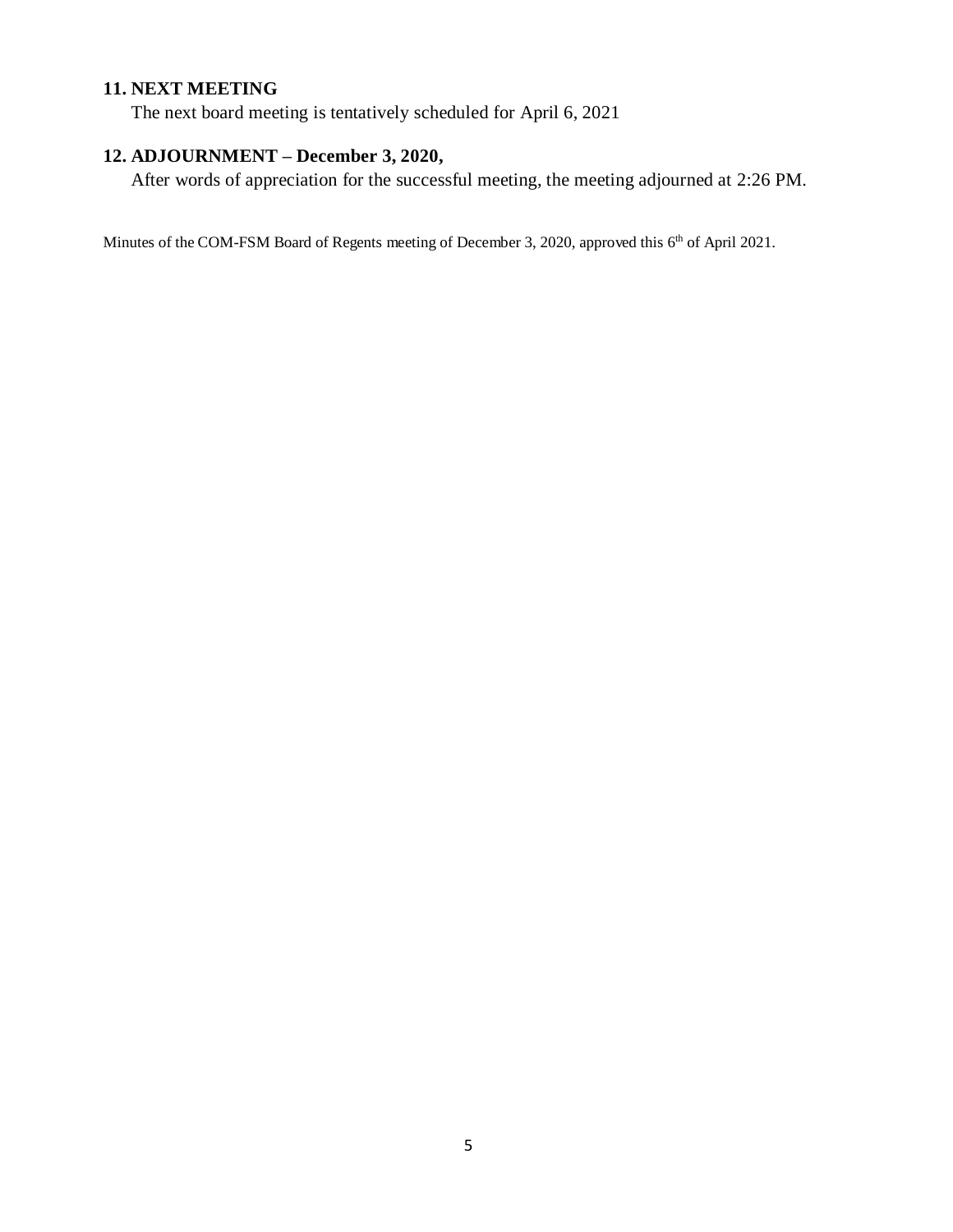## 11. NEXT MEETING

The next board meeting is tentatively scheduled for April 6, 2021

## 12. ADJOURNMENT – December 3, 2020,

After words of appreciation for the successful meeting, the meeting adjourned at 2:26 PM.

Minutes of the COM-FSM Board of Regents meeting of December 3, 2020, approved this 6th of April 2021.